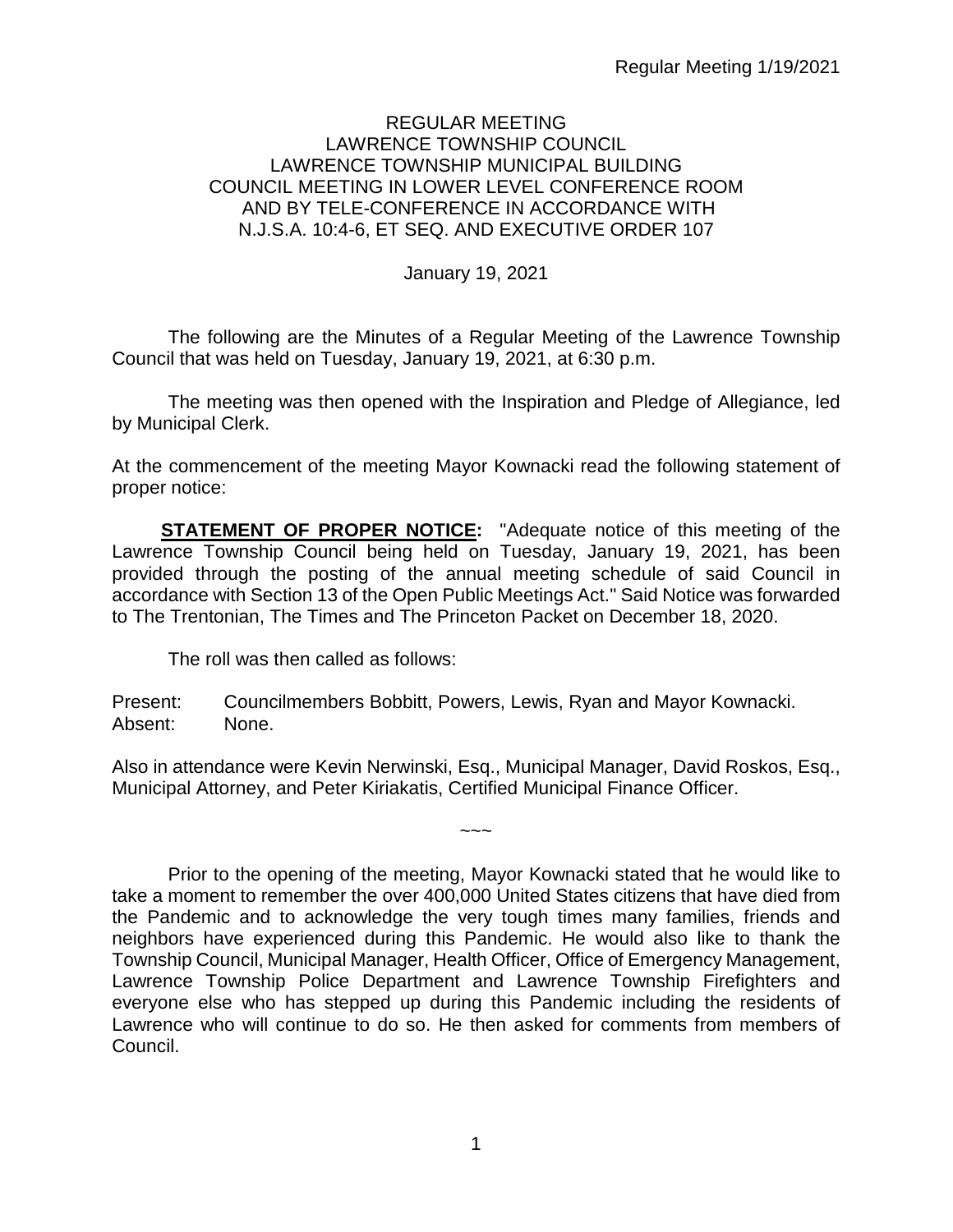# REGULAR MEETING
## LAWRENCE TOWNSHIP COUNCIL
## LAWRENCE TOWNSHIP MUNICIPAL BUILDING
## COUNCIL MEETING IN LOWER LEVEL CONFERENCE ROOM AND BY TELE-CONFERENCE IN ACCORDANCE WITH N.J.S.A. 10:4-6, ET SEQ. AND EXECUTIVE ORDER 107

January 19, 2021

The following are the Minutes of a Regular Meeting of the Lawrence Township Council that was held on Tuesday, January 19, 2021, at 6:30 p.m.

The meeting was then opened with the Inspiration and Pledge of Allegiance, led by Municipal Clerk.

At the commencement of the meeting Mayor Kownacki read the following statement of proper notice:

**STATEMENT OF PROPER NOTICE:** "Adequate notice of this meeting of the Lawrence Township Council being held on Tuesday, January 19, 2021, has been provided through the posting of the annual meeting schedule of said Council in accordance with Section 13 of the Open Public Meetings Act." Said Notice was forwarded to The Trentonian, The Times and The Princeton Packet on December 18, 2020.

The roll was then called as follows:

Present: Councilmembers Bobbitt, Powers, Lewis, Ryan and Mayor Kownacki.
Absent: None.

Also in attendance were Kevin Nerwinski, Esq., Municipal Manager, David Roskos, Esq., Municipal Attorney, and Peter Kiriakatis, Certified Municipal Finance Officer.

~~~

Prior to the opening of the meeting, Mayor Kownacki stated that he would like to take a moment to remember the over 400,000 United States citizens that have died from the Pandemic and to acknowledge the very tough times many families, friends and neighbors have experienced during this Pandemic. He would also like to thank the Township Council, Municipal Manager, Health Officer, Office of Emergency Management, Lawrence Township Police Department and Lawrence Township Firefighters and everyone else who has stepped up during this Pandemic including the residents of Lawrence who will continue to do so. He then asked for comments from members of Council.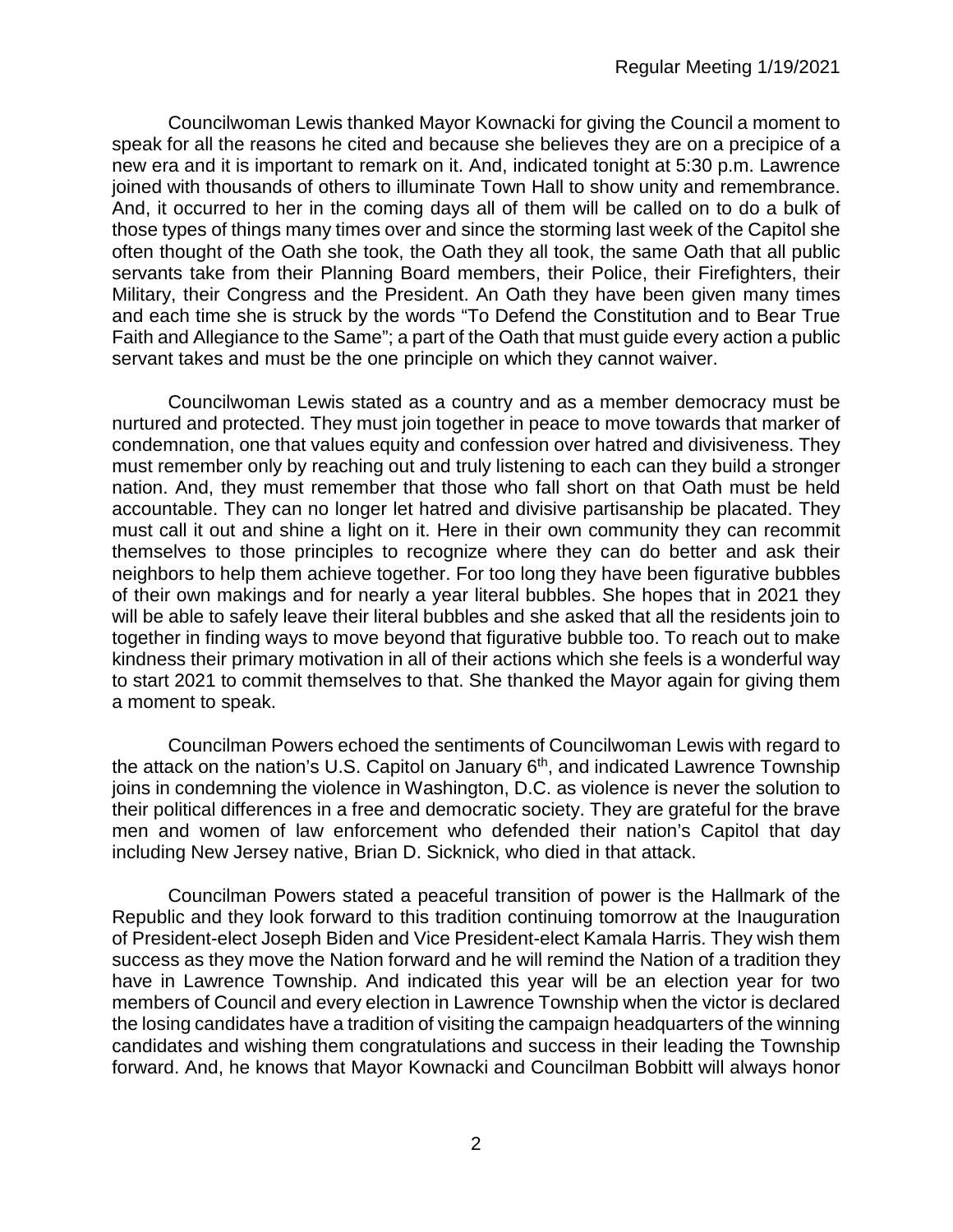Councilwoman Lewis thanked Mayor Kownacki for giving the Council a moment to speak for all the reasons he cited and because she believes they are on a precipice of a new era and it is important to remark on it. And, indicated tonight at 5:30 p.m. Lawrence joined with thousands of others to illuminate Town Hall to show unity and remembrance. And, it occurred to her in the coming days all of them will be called on to do a bulk of those types of things many times over and since the storming last week of the Capitol she often thought of the Oath she took, the Oath they all took, the same Oath that all public servants take from their Planning Board members, their Police, their Firefighters, their Military, their Congress and the President. An Oath they have been given many times and each time she is struck by the words "To Defend the Constitution and to Bear True Faith and Allegiance to the Same"; a part of the Oath that must guide every action a public servant takes and must be the one principle on which they cannot waiver.

Councilwoman Lewis stated as a country and as a member democracy must be nurtured and protected. They must join together in peace to move towards that marker of condemnation, one that values equity and confession over hatred and divisiveness. They must remember only by reaching out and truly listening to each can they build a stronger nation. And, they must remember that those who fall short on that Oath must be held accountable. They can no longer let hatred and divisive partisanship be placated. They must call it out and shine a light on it. Here in their own community they can recommit themselves to those principles to recognize where they can do better and ask their neighbors to help them achieve together. For too long they have been figurative bubbles of their own makings and for nearly a year literal bubbles. She hopes that in 2021 they will be able to safely leave their literal bubbles and she asked that all the residents join to together in finding ways to move beyond that figurative bubble too. To reach out to make kindness their primary motivation in all of their actions which she feels is a wonderful way to start 2021 to commit themselves to that. She thanked the Mayor again for giving them a moment to speak.

Councilman Powers echoed the sentiments of Councilwoman Lewis with regard to the attack on the nation's U.S. Capitol on January 6th, and indicated Lawrence Township joins in condemning the violence in Washington, D.C. as violence is never the solution to their political differences in a free and democratic society. They are grateful for the brave men and women of law enforcement who defended their nation's Capitol that day including New Jersey native, Brian D. Sicknick, who died in that attack.

Councilman Powers stated a peaceful transition of power is the Hallmark of the Republic and they look forward to this tradition continuing tomorrow at the Inauguration of President-elect Joseph Biden and Vice President-elect Kamala Harris. They wish them success as they move the Nation forward and he will remind the Nation of a tradition they have in Lawrence Township. And indicated this year will be an election year for two members of Council and every election in Lawrence Township when the victor is declared the losing candidates have a tradition of visiting the campaign headquarters of the winning candidates and wishing them congratulations and success in their leading the Township forward. And, he knows that Mayor Kownacki and Councilman Bobbitt will always honor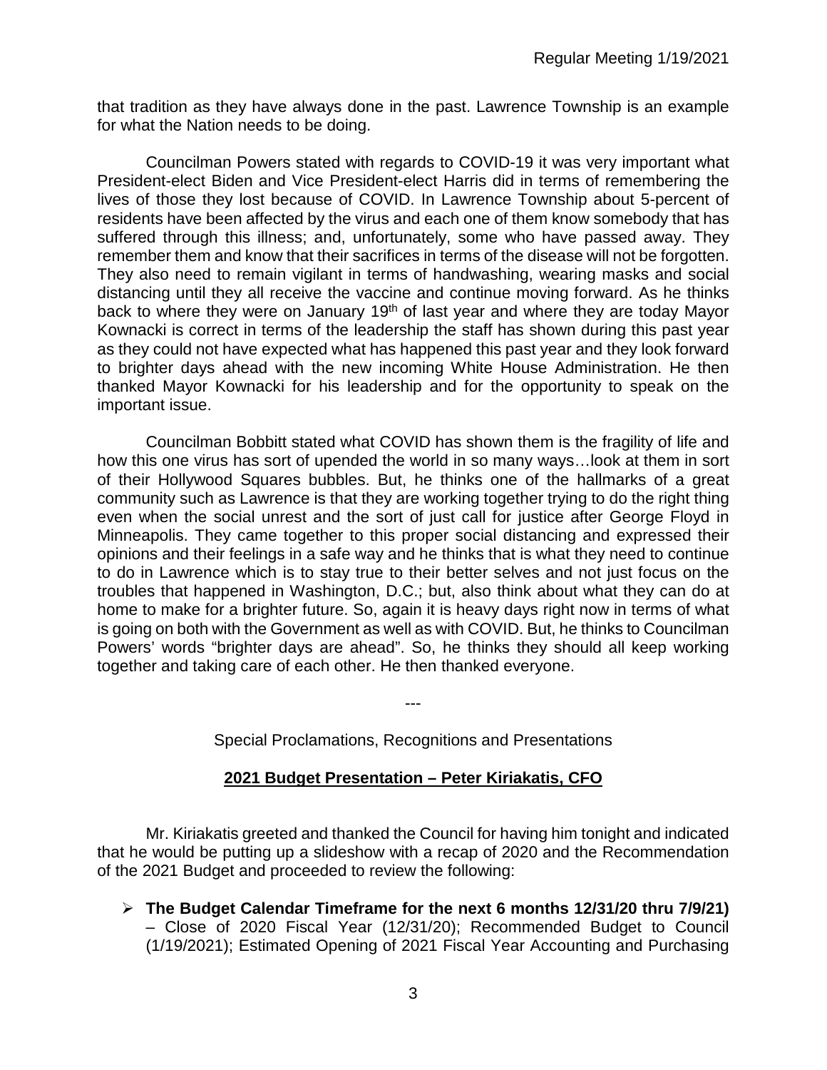that tradition as they have always done in the past. Lawrence Township is an example for what the Nation needs to be doing.

Councilman Powers stated with regards to COVID-19 it was very important what President-elect Biden and Vice President-elect Harris did in terms of remembering the lives of those they lost because of COVID. In Lawrence Township about 5-percent of residents have been affected by the virus and each one of them know somebody that has suffered through this illness; and, unfortunately, some who have passed away. They remember them and know that their sacrifices in terms of the disease will not be forgotten. They also need to remain vigilant in terms of handwashing, wearing masks and social distancing until they all receive the vaccine and continue moving forward. As he thinks back to where they were on January 19th of last year and where they are today Mayor Kownacki is correct in terms of the leadership the staff has shown during this past year as they could not have expected what has happened this past year and they look forward to brighter days ahead with the new incoming White House Administration. He then thanked Mayor Kownacki for his leadership and for the opportunity to speak on the important issue.

Councilman Bobbitt stated what COVID has shown them is the fragility of life and how this one virus has sort of upended the world in so many ways…look at them in sort of their Hollywood Squares bubbles. But, he thinks one of the hallmarks of a great community such as Lawrence is that they are working together trying to do the right thing even when the social unrest and the sort of just call for justice after George Floyd in Minneapolis. They came together to this proper social distancing and expressed their opinions and their feelings in a safe way and he thinks that is what they need to continue to do in Lawrence which is to stay true to their better selves and not just focus on the troubles that happened in Washington, D.C.; but, also think about what they can do at home to make for a brighter future. So, again it is heavy days right now in terms of what is going on both with the Government as well as with COVID. But, he thinks to Councilman Powers' words "brighter days are ahead". So, he thinks they should all keep working together and taking care of each other. He then thanked everyone.

---

Special Proclamations, Recognitions and Presentations

**2021 Budget Presentation – Peter Kiriakatis, CFO**

Mr. Kiriakatis greeted and thanked the Council for having him tonight and indicated that he would be putting up a slideshow with a recap of 2020 and the Recommendation of the 2021 Budget and proceeded to review the following:

- **The Budget Calendar Timeframe for the next 6 months 12/31/20 thru 7/9/21)** – Close of 2020 Fiscal Year (12/31/20); Recommended Budget to Council (1/19/2021); Estimated Opening of 2021 Fiscal Year Accounting and Purchasing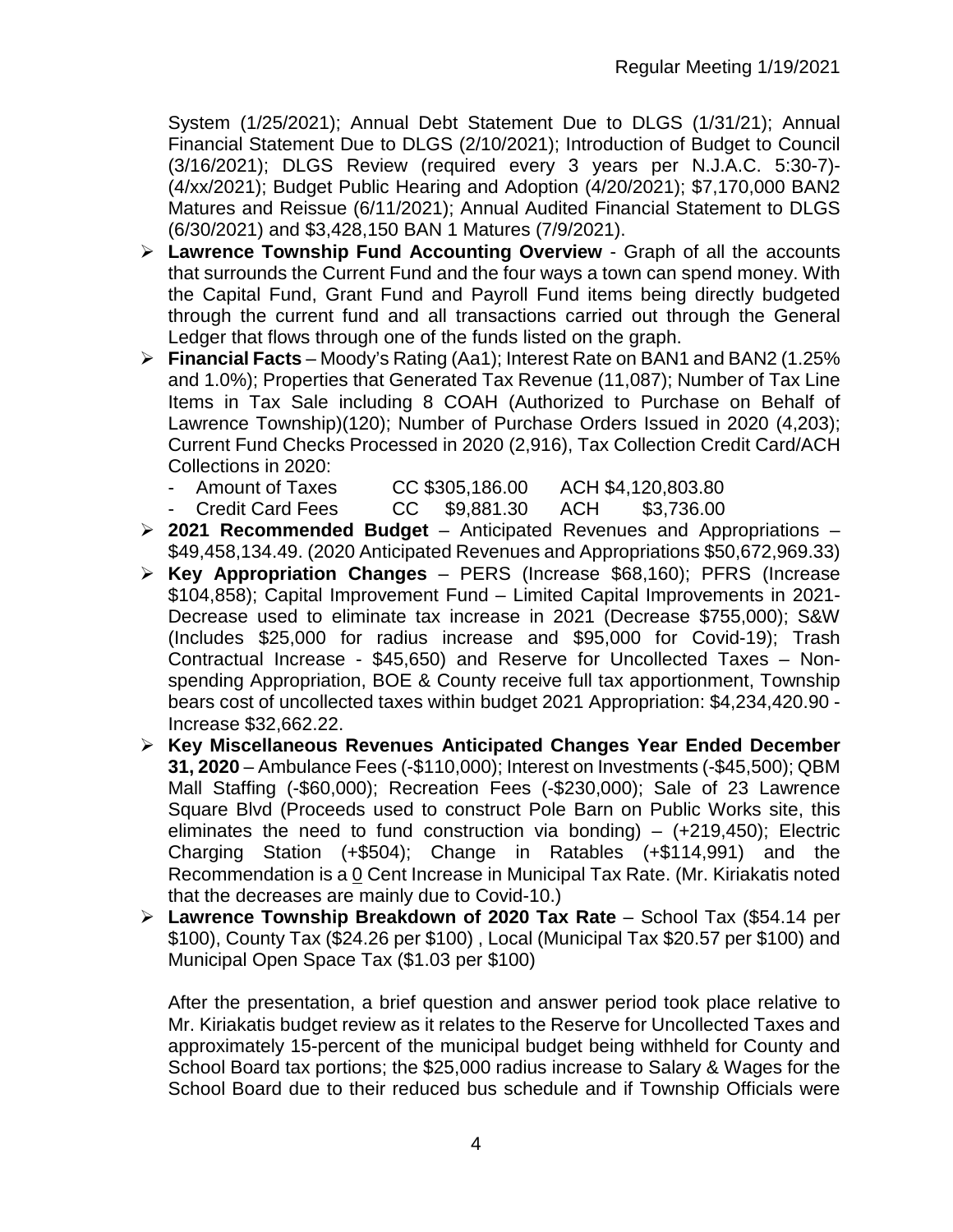System (1/25/2021); Annual Debt Statement Due to DLGS (1/31/21); Annual Financial Statement Due to DLGS (2/10/2021); Introduction of Budget to Council (3/16/2021); DLGS Review (required every 3 years per N.J.A.C. 5:30-7)-(4/xx/2021); Budget Public Hearing and Adoption (4/20/2021); $7,170,000 BAN2 Matures and Reissue (6/11/2021); Annual Audited Financial Statement to DLGS (6/30/2021) and $3,428,150 BAN 1 Matures (7/9/2021).

- **Lawrence Township Fund Accounting Overview** - Graph of all the accounts that surrounds the Current Fund and the four ways a town can spend money. With the Capital Fund, Grant Fund and Payroll Fund items being directly budgeted through the current fund and all transactions carried out through the General Ledger that flows through one of the funds listed on the graph.
- **Financial Facts** – Moody's Rating (Aa1); Interest Rate on BAN1 and BAN2 (1.25% and 1.0%); Properties that Generated Tax Revenue (11,087); Number of Tax Line Items in Tax Sale including 8 COAH (Authorized to Purchase on Behalf of Lawrence Township)(120); Number of Purchase Orders Issued in 2020 (4,203); Current Fund Checks Processed in 2020 (2,916), Tax Collection Credit Card/ACH Collections in 2020:
  - Amount of Taxes CC $305,186.00 ACH $4,120,803.80
  - Credit Card Fees CC $9,881.30 ACH $3,736.00
- **2021 Recommended Budget** – Anticipated Revenues and Appropriations – $49,458,134.49. (2020 Anticipated Revenues and Appropriations $50,672,969.33)
- **Key Appropriation Changes** – PERS (Increase $68,160); PFRS (Increase $104,858); Capital Improvement Fund – Limited Capital Improvements in 2021-Decrease used to eliminate tax increase in 2021 (Decrease $755,000); S&W (Includes $25,000 for radius increase and $95,000 for Covid-19); Trash Contractual Increase - $45,650) and Reserve for Uncollected Taxes – Non-spending Appropriation, BOE & County receive full tax apportionment, Township bears cost of uncollected taxes within budget 2021 Appropriation: $4,234,420.90 - Increase $32,662.22.
- **Key Miscellaneous Revenues Anticipated Changes Year Ended December 31, 2020** – Ambulance Fees (-$110,000); Interest on Investments (-$45,500); QBM Mall Staffing (-$60,000); Recreation Fees (-$230,000); Sale of 23 Lawrence Square Blvd (Proceeds used to construct Pole Barn on Public Works site, this eliminates the need to fund construction via bonding) – (+219,450); Electric Charging Station (+$504); Change in Ratables (+$114,991) and the Recommendation is a 0 Cent Increase in Municipal Tax Rate. (Mr. Kiriakatis noted that the decreases are mainly due to Covid-10.)
- **Lawrence Township Breakdown of 2020 Tax Rate** – School Tax ($54.14 per $100), County Tax ($24.26 per $100) , Local (Municipal Tax $20.57 per $100) and Municipal Open Space Tax ($1.03 per $100)

After the presentation, a brief question and answer period took place relative to Mr. Kiriakatis budget review as it relates to the Reserve for Uncollected Taxes and approximately 15-percent of the municipal budget being withheld for County and School Board tax portions; the $25,000 radius increase to Salary & Wages for the School Board due to their reduced bus schedule and if Township Officials were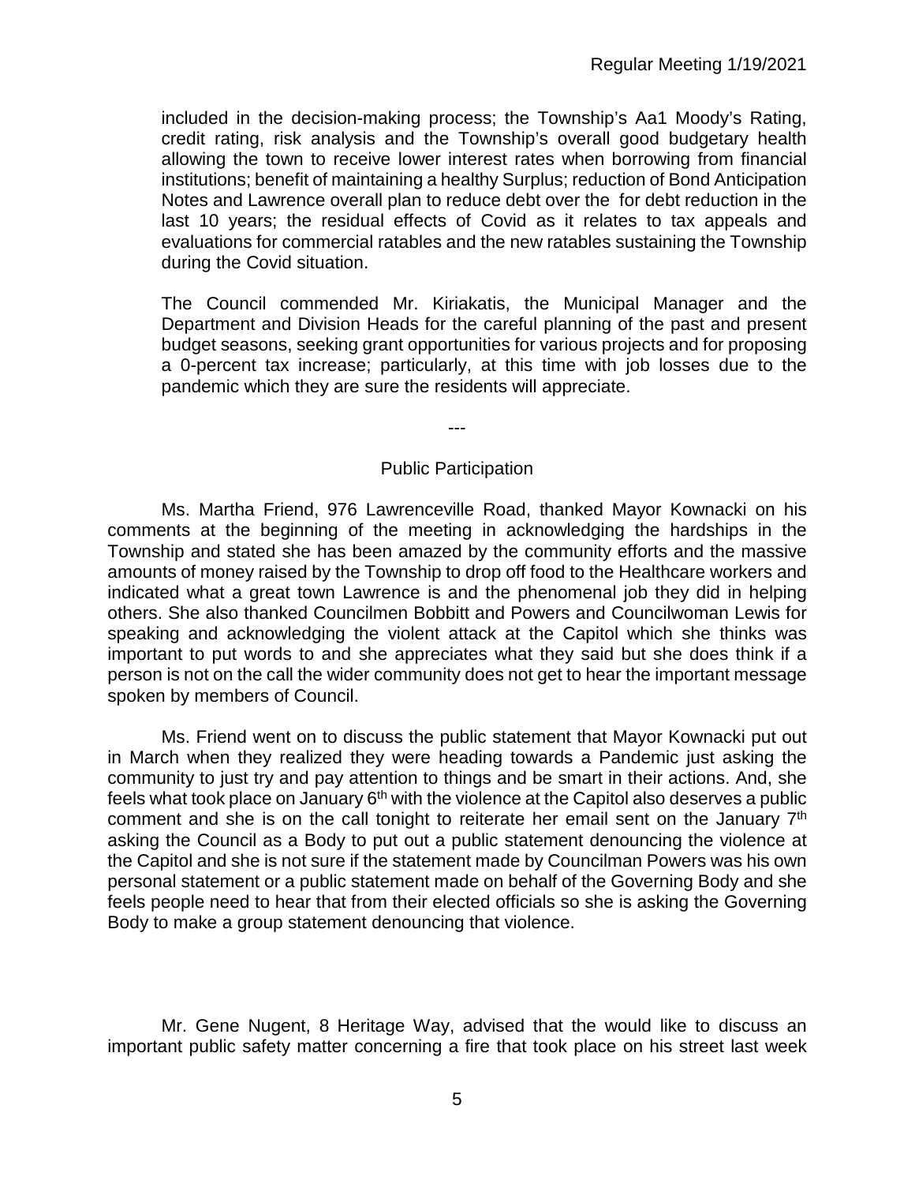included in the decision-making process; the Township's Aa1 Moody's Rating, credit rating, risk analysis and the Township's overall good budgetary health allowing the town to receive lower interest rates when borrowing from financial institutions; benefit of maintaining a healthy Surplus; reduction of Bond Anticipation Notes and Lawrence overall plan to reduce debt over the for debt reduction in the last 10 years; the residual effects of Covid as it relates to tax appeals and evaluations for commercial ratables and the new ratables sustaining the Township during the Covid situation.

The Council commended Mr. Kiriakatis, the Municipal Manager and the Department and Division Heads for the careful planning of the past and present budget seasons, seeking grant opportunities for various projects and for proposing a 0-percent tax increase; particularly, at this time with job losses due to the pandemic which they are sure the residents will appreciate.

---

Public Participation

Ms. Martha Friend, 976 Lawrenceville Road, thanked Mayor Kownacki on his comments at the beginning of the meeting in acknowledging the hardships in the Township and stated she has been amazed by the community efforts and the massive amounts of money raised by the Township to drop off food to the Healthcare workers and indicated what a great town Lawrence is and the phenomenal job they did in helping others. She also thanked Councilmen Bobbitt and Powers and Councilwoman Lewis for speaking and acknowledging the violent attack at the Capitol which she thinks was important to put words to and she appreciates what they said but she does think if a person is not on the call the wider community does not get to hear the important message spoken by members of Council.

Ms. Friend went on to discuss the public statement that Mayor Kownacki put out in March when they realized they were heading towards a Pandemic just asking the community to just try and pay attention to things and be smart in their actions. And, she feels what took place on January 6th with the violence at the Capitol also deserves a public comment and she is on the call tonight to reiterate her email sent on the January 7th asking the Council as a Body to put out a public statement denouncing the violence at the Capitol and she is not sure if the statement made by Councilman Powers was his own personal statement or a public statement made on behalf of the Governing Body and she feels people need to hear that from their elected officials so she is asking the Governing Body to make a group statement denouncing that violence.

Mr. Gene Nugent, 8 Heritage Way, advised that the would like to discuss an important public safety matter concerning a fire that took place on his street last week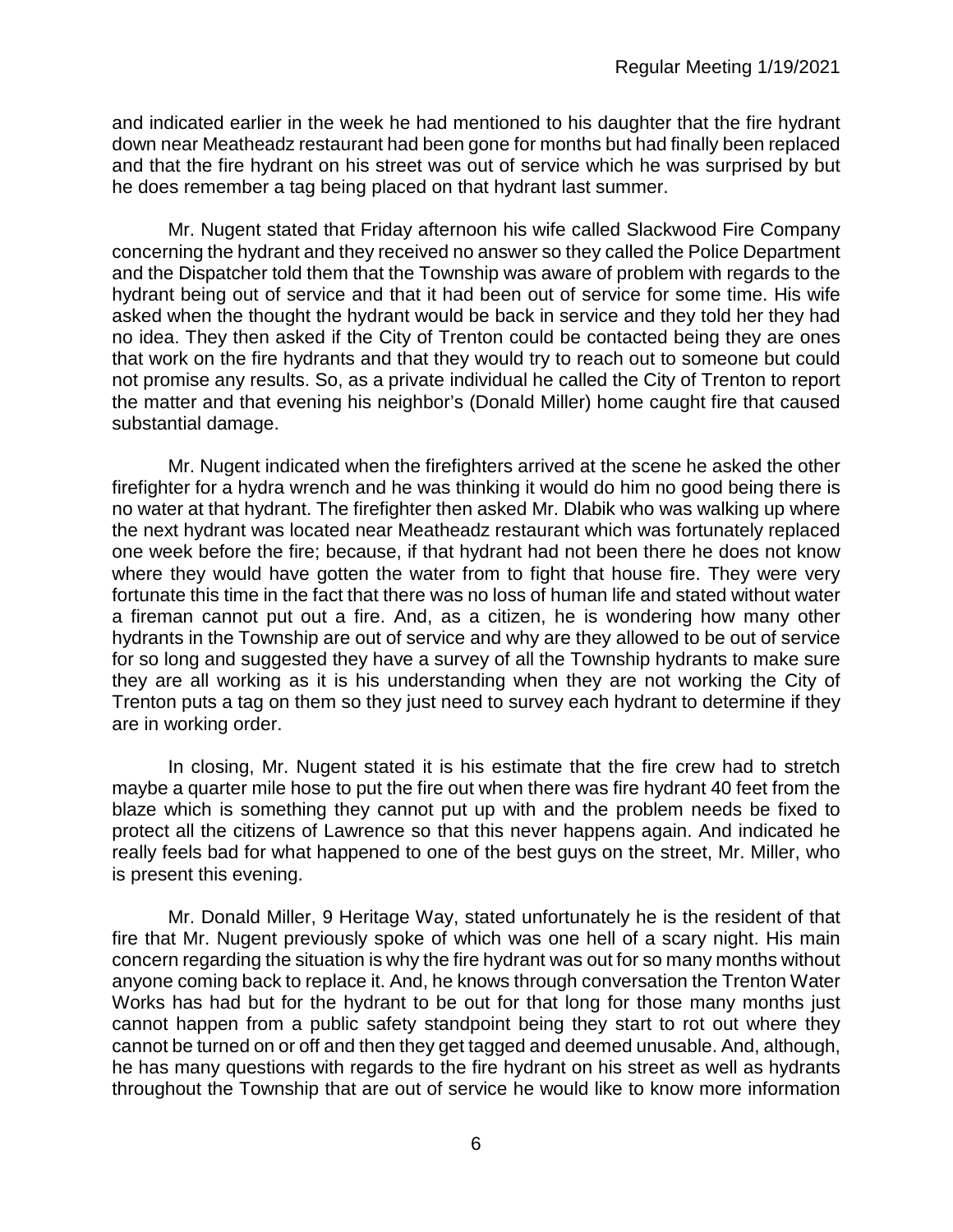and indicated earlier in the week he had mentioned to his daughter that the fire hydrant down near Meatheadz restaurant had been gone for months but had finally been replaced and that the fire hydrant on his street was out of service which he was surprised by but he does remember a tag being placed on that hydrant last summer.

Mr. Nugent stated that Friday afternoon his wife called Slackwood Fire Company concerning the hydrant and they received no answer so they called the Police Department and the Dispatcher told them that the Township was aware of problem with regards to the hydrant being out of service and that it had been out of service for some time. His wife asked when the thought the hydrant would be back in service and they told her they had no idea. They then asked if the City of Trenton could be contacted being they are ones that work on the fire hydrants and that they would try to reach out to someone but could not promise any results. So, as a private individual he called the City of Trenton to report the matter and that evening his neighbor's (Donald Miller) home caught fire that caused substantial damage.

Mr. Nugent indicated when the firefighters arrived at the scene he asked the other firefighter for a hydra wrench and he was thinking it would do him no good being there is no water at that hydrant. The firefighter then asked Mr. Dlabik who was walking up where the next hydrant was located near Meatheadz restaurant which was fortunately replaced one week before the fire; because, if that hydrant had not been there he does not know where they would have gotten the water from to fight that house fire. They were very fortunate this time in the fact that there was no loss of human life and stated without water a fireman cannot put out a fire. And, as a citizen, he is wondering how many other hydrants in the Township are out of service and why are they allowed to be out of service for so long and suggested they have a survey of all the Township hydrants to make sure they are all working as it is his understanding when they are not working the City of Trenton puts a tag on them so they just need to survey each hydrant to determine if they are in working order.

In closing, Mr. Nugent stated it is his estimate that the fire crew had to stretch maybe a quarter mile hose to put the fire out when there was fire hydrant 40 feet from the blaze which is something they cannot put up with and the problem needs be fixed to protect all the citizens of Lawrence so that this never happens again. And indicated he really feels bad for what happened to one of the best guys on the street, Mr. Miller, who is present this evening.

Mr. Donald Miller, 9 Heritage Way, stated unfortunately he is the resident of that fire that Mr. Nugent previously spoke of which was one hell of a scary night. His main concern regarding the situation is why the fire hydrant was out for so many months without anyone coming back to replace it. And, he knows through conversation the Trenton Water Works has had but for the hydrant to be out for that long for those many months just cannot happen from a public safety standpoint being they start to rot out where they cannot be turned on or off and then they get tagged and deemed unusable. And, although, he has many questions with regards to the fire hydrant on his street as well as hydrants throughout the Township that are out of service he would like to know more information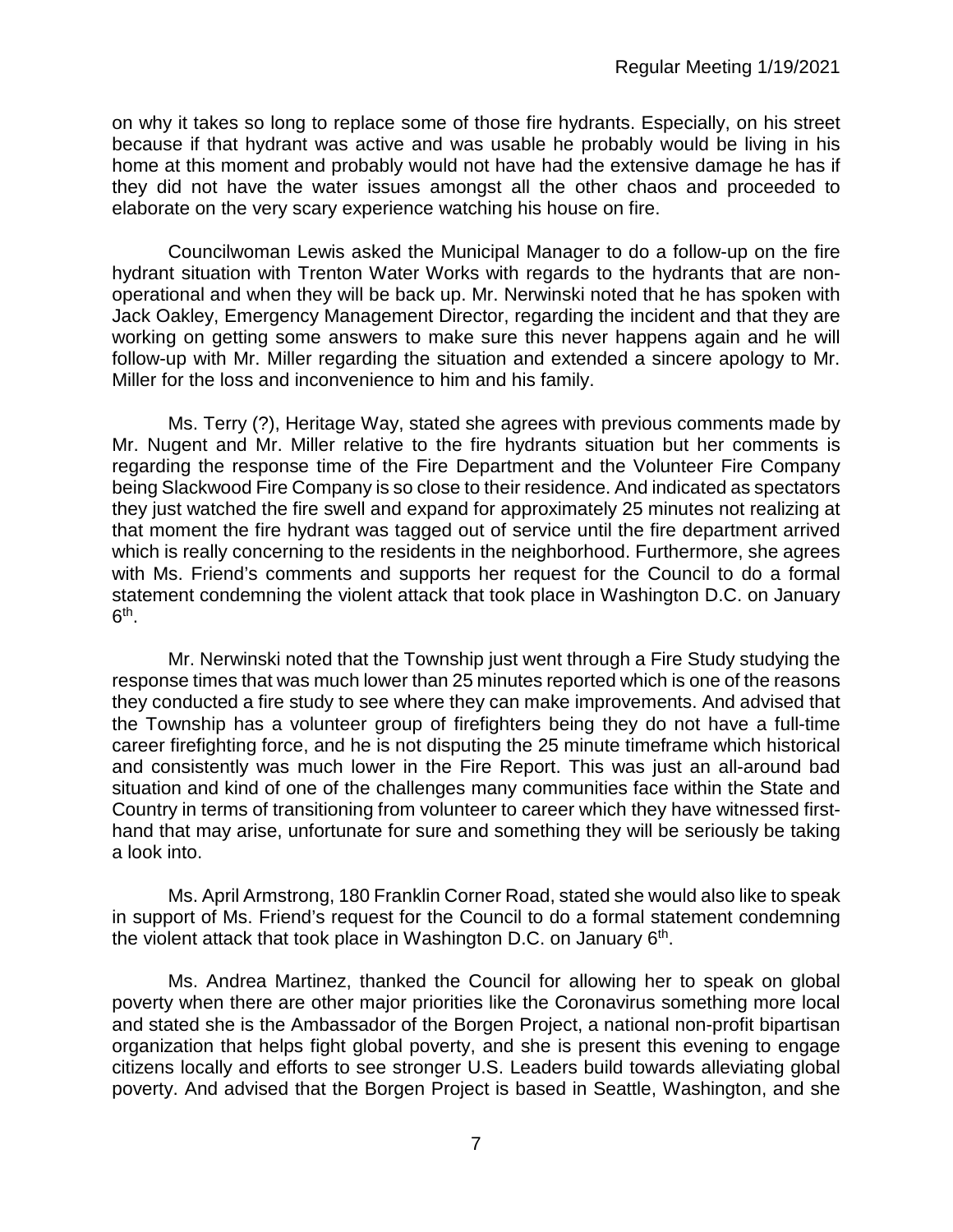on why it takes so long to replace some of those fire hydrants. Especially, on his street because if that hydrant was active and was usable he probably would be living in his home at this moment and probably would not have had the extensive damage he has if they did not have the water issues amongst all the other chaos and proceeded to elaborate on the very scary experience watching his house on fire.

Councilwoman Lewis asked the Municipal Manager to do a follow-up on the fire hydrant situation with Trenton Water Works with regards to the hydrants that are non-operational and when they will be back up. Mr. Nerwinski noted that he has spoken with Jack Oakley, Emergency Management Director, regarding the incident and that they are working on getting some answers to make sure this never happens again and he will follow-up with Mr. Miller regarding the situation and extended a sincere apology to Mr. Miller for the loss and inconvenience to him and his family.

Ms. Terry (?), Heritage Way, stated she agrees with previous comments made by Mr. Nugent and Mr. Miller relative to the fire hydrants situation but her comments is regarding the response time of the Fire Department and the Volunteer Fire Company being Slackwood Fire Company is so close to their residence. And indicated as spectators they just watched the fire swell and expand for approximately 25 minutes not realizing at that moment the fire hydrant was tagged out of service until the fire department arrived which is really concerning to the residents in the neighborhood. Furthermore, she agrees with Ms. Friend's comments and supports her request for the Council to do a formal statement condemning the violent attack that took place in Washington D.C. on January 6th.

Mr. Nerwinski noted that the Township just went through a Fire Study studying the response times that was much lower than 25 minutes reported which is one of the reasons they conducted a fire study to see where they can make improvements. And advised that the Township has a volunteer group of firefighters being they do not have a full-time career firefighting force, and he is not disputing the 25 minute timeframe which historical and consistently was much lower in the Fire Report. This was just an all-around bad situation and kind of one of the challenges many communities face within the State and Country in terms of transitioning from volunteer to career which they have witnessed first-hand that may arise, unfortunate for sure and something they will be seriously be taking a look into.

Ms. April Armstrong, 180 Franklin Corner Road, stated she would also like to speak in support of Ms. Friend's request for the Council to do a formal statement condemning the violent attack that took place in Washington D.C. on January 6th.

Ms. Andrea Martinez, thanked the Council for allowing her to speak on global poverty when there are other major priorities like the Coronavirus something more local and stated she is the Ambassador of the Borgen Project, a national non-profit bipartisan organization that helps fight global poverty, and she is present this evening to engage citizens locally and efforts to see stronger U.S. Leaders build towards alleviating global poverty. And advised that the Borgen Project is based in Seattle, Washington, and she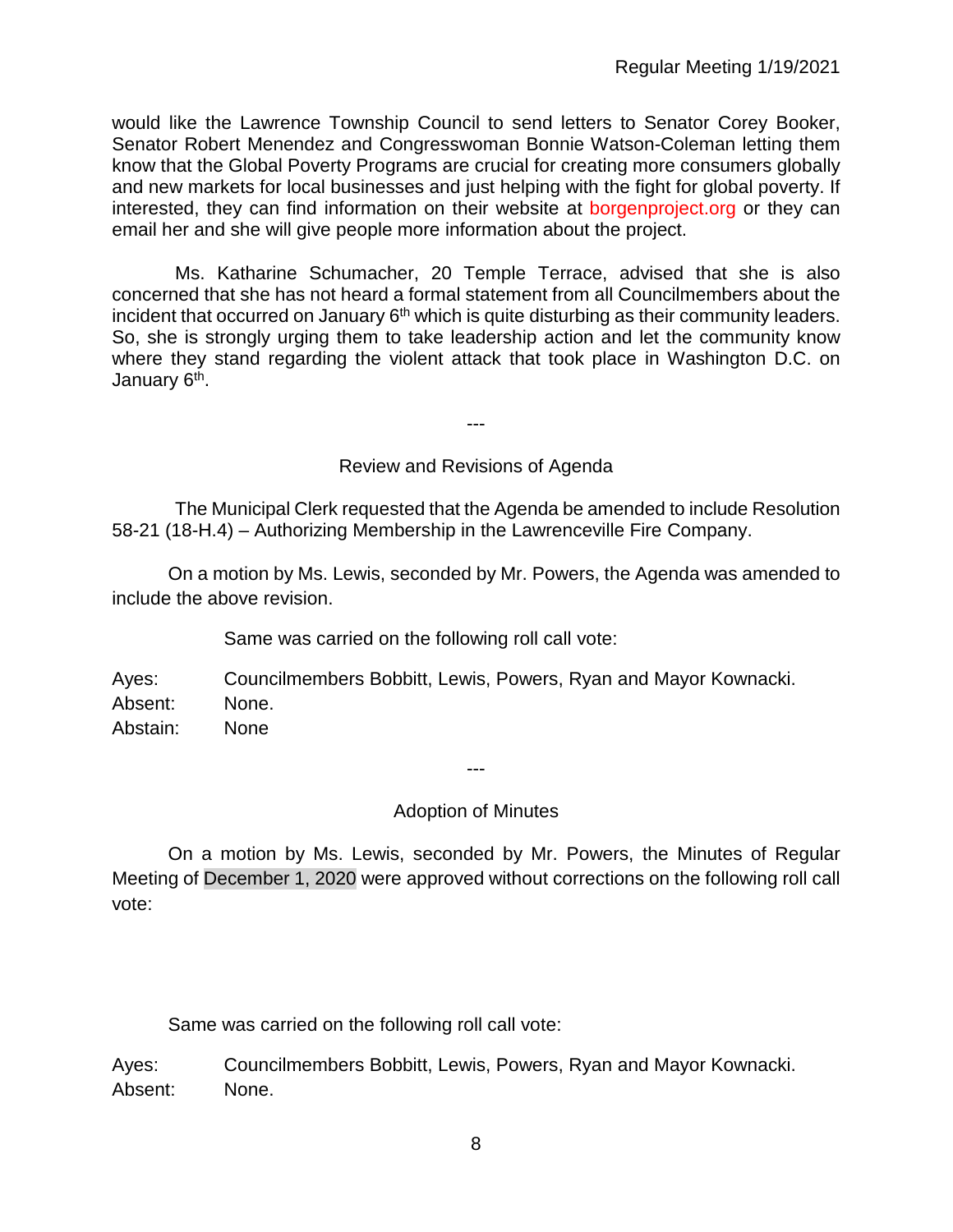would like the Lawrence Township Council to send letters to Senator Corey Booker, Senator Robert Menendez and Congresswoman Bonnie Watson-Coleman letting them know that the Global Poverty Programs are crucial for creating more consumers globally and new markets for local businesses and just helping with the fight for global poverty. If interested, they can find information on their website at borgenproject.org or they can email her and she will give people more information about the project.

Ms. Katharine Schumacher, 20 Temple Terrace, advised that she is also concerned that she has not heard a formal statement from all Councilmembers about the incident that occurred on January 6th which is quite disturbing as their community leaders. So, she is strongly urging them to take leadership action and let the community know where they stand regarding the violent attack that took place in Washington D.C. on January 6th.

---

## Review and Revisions of Agenda

The Municipal Clerk requested that the Agenda be amended to include Resolution 58-21 (18-H.4) – Authorizing Membership in the Lawrenceville Fire Company.

On a motion by Ms. Lewis, seconded by Mr. Powers, the Agenda was amended to include the above revision.

Same was carried on the following roll call vote:

Ayes: Councilmembers Bobbitt, Lewis, Powers, Ryan and Mayor Kownacki.
Absent: None.
Abstain: None

---

## Adoption of Minutes

On a motion by Ms. Lewis, seconded by Mr. Powers, the Minutes of Regular Meeting of December 1, 2020 were approved without corrections on the following roll call vote:

Same was carried on the following roll call vote:

Ayes: Councilmembers Bobbitt, Lewis, Powers, Ryan and Mayor Kownacki.
Absent: None.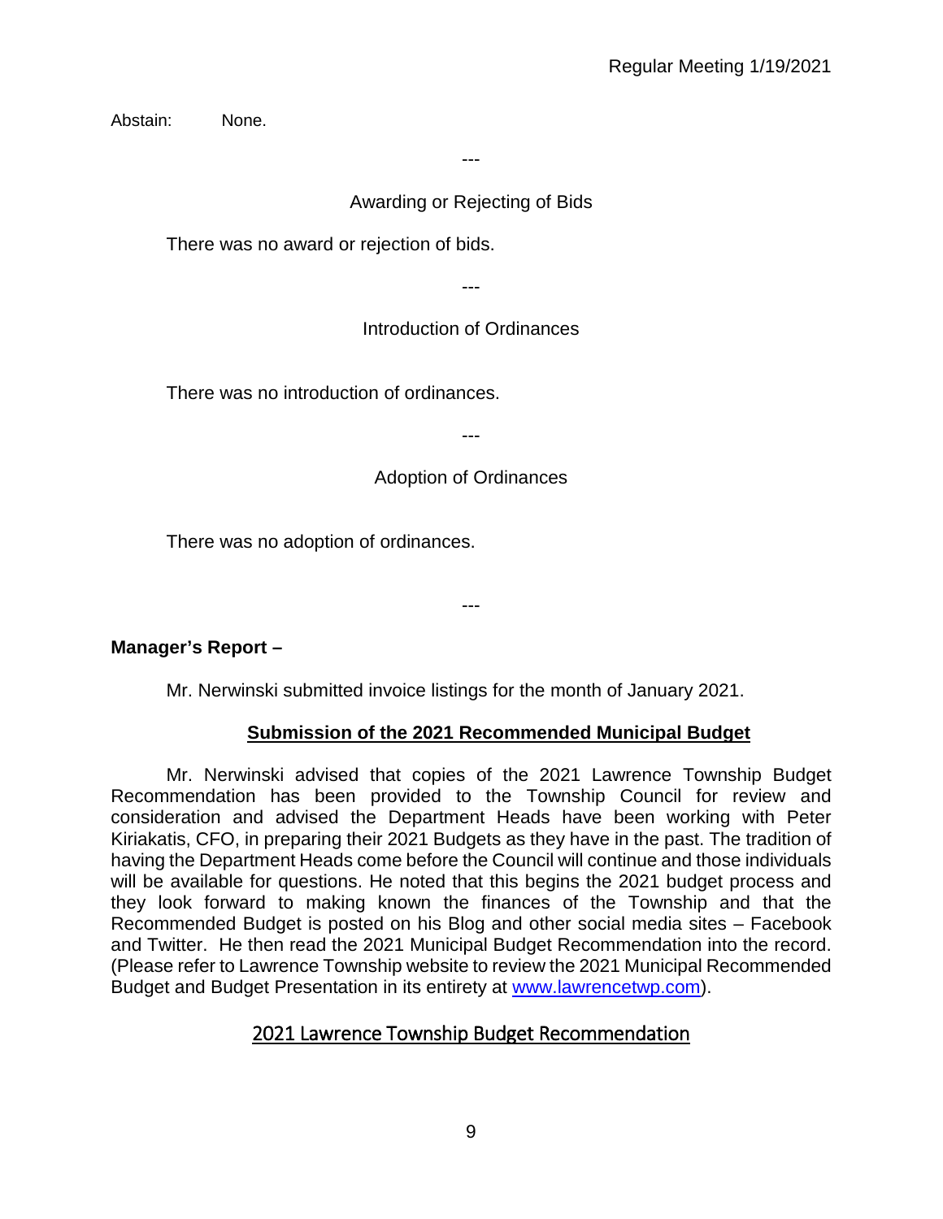Abstain: None.

---

Awarding or Rejecting of Bids

There was no award or rejection of bids.

---

Introduction of Ordinances

There was no introduction of ordinances.

---

Adoption of Ordinances

There was no adoption of ordinances.

---

**Manager's Report –**

Mr. Nerwinski submitted invoice listings for the month of January 2021.

**Submission of the 2021 Recommended Municipal Budget**

Mr. Nerwinski advised that copies of the 2021 Lawrence Township Budget Recommendation has been provided to the Township Council for review and consideration and advised the Department Heads have been working with Peter Kiriakatis, CFO, in preparing their 2021 Budgets as they have in the past. The tradition of having the Department Heads come before the Council will continue and those individuals will be available for questions. He noted that this begins the 2021 budget process and they look forward to making known the finances of the Township and that the Recommended Budget is posted on his Blog and other social media sites – Facebook and Twitter. He then read the 2021 Municipal Budget Recommendation into the record. (Please refer to Lawrence Township website to review the 2021 Municipal Recommended Budget and Budget Presentation in its entirety at www.lawrencetwp.com).

2021 Lawrence Township Budget Recommendation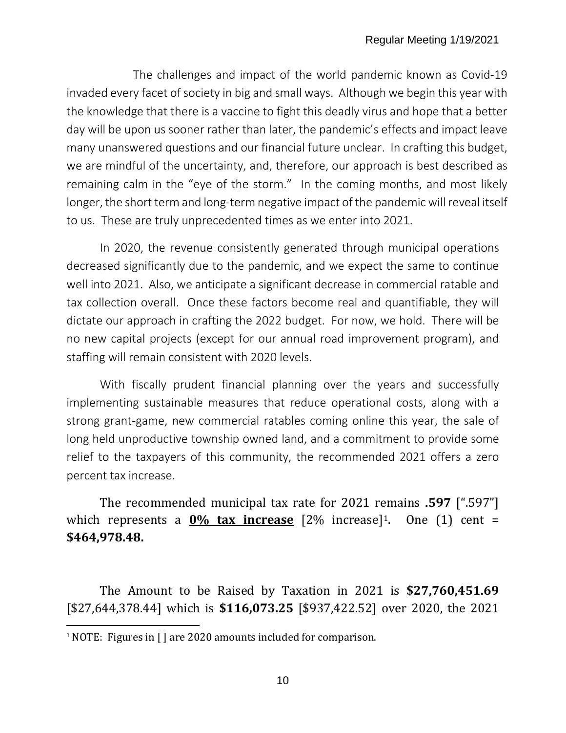The challenges and impact of the world pandemic known as Covid-19 invaded every facet of society in big and small ways. Although we begin this year with the knowledge that there is a vaccine to fight this deadly virus and hope that a better day will be upon us sooner rather than later, the pandemic's effects and impact leave many unanswered questions and our financial future unclear. In crafting this budget, we are mindful of the uncertainty, and, therefore, our approach is best described as remaining calm in the "eye of the storm." In the coming months, and most likely longer, the short term and long-term negative impact of the pandemic will reveal itself to us. These are truly unprecedented times as we enter into 2021.

In 2020, the revenue consistently generated through municipal operations decreased significantly due to the pandemic, and we expect the same to continue well into 2021. Also, we anticipate a significant decrease in commercial ratable and tax collection overall. Once these factors become real and quantifiable, they will dictate our approach in crafting the 2022 budget. For now, we hold. There will be no new capital projects (except for our annual road improvement program), and staffing will remain consistent with 2020 levels.

With fiscally prudent financial planning over the years and successfully implementing sustainable measures that reduce operational costs, along with a strong grant-game, new commercial ratables coming online this year, the sale of long held unproductive township owned land, and a commitment to provide some relief to the taxpayers of this community, the recommended 2021 offers a zero percent tax increase.

The recommended municipal tax rate for 2021 remains **.597** [".597"] which represents a **<u>0% tax increase</u>** [2% increase][1]. One (1) cent = **$464,978.48.**

The Amount to be Raised by Taxation in 2021 is **$27,760,451.69** [$27,644,378.44] which is **$116,073.25** [$937,422.52] over 2020, the 2021

[1] NOTE: Figures in [ ] are 2020 amounts included for comparison.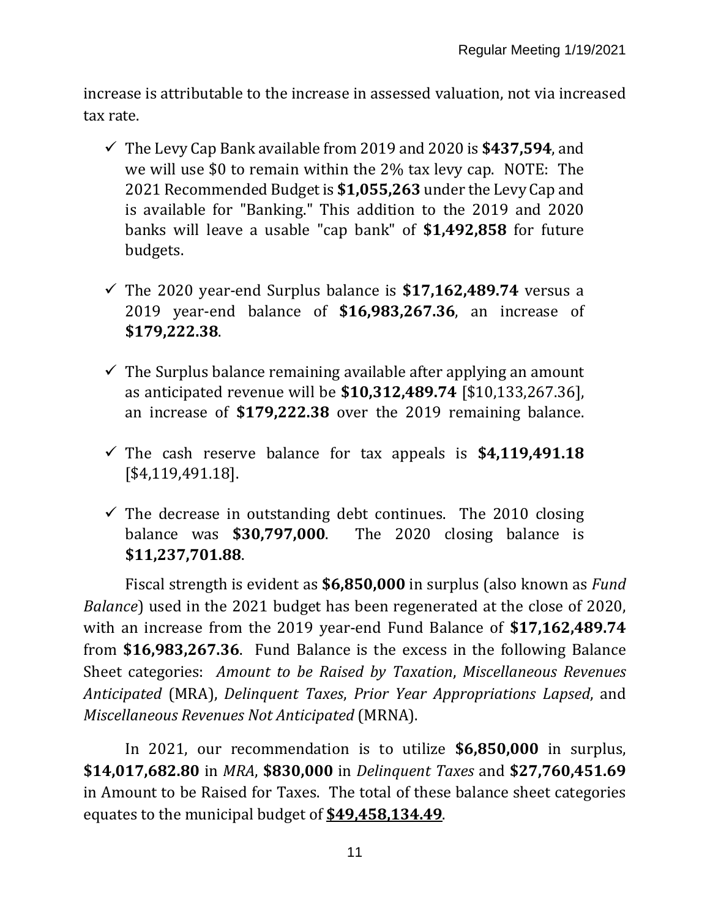increase is attributable to the increase in assessed valuation, not via increased tax rate.

- ✓ The Levy Cap Bank available from 2019 and 2020 is **$437,594**, and we will use $0 to remain within the 2% tax levy cap. NOTE: The 2021 Recommended Budget is **$1,055,263** under the Levy Cap and is available for "Banking." This addition to the 2019 and 2020 banks will leave a usable "cap bank" of **$1,492,858** for future budgets.

- ✓ The 2020 year-end Surplus balance is **$17,162,489.74** versus a 2019 year-end balance of **$16,983,267.36**, an increase of **$179,222.38**.

- ✓ The Surplus balance remaining available after applying an amount as anticipated revenue will be **$10,312,489.74** [$10,133,267.36], an increase of **$179,222.38** over the 2019 remaining balance.

- ✓ The cash reserve balance for tax appeals is **$4,119,491.18** [$4,119,491.18].

- ✓ The decrease in outstanding debt continues. The 2010 closing balance was **$30,797,000**. The 2020 closing balance is **$11,237,701.88**.

Fiscal strength is evident as **$6,850,000** in surplus (also known as *Fund Balance*) used in the 2021 budget has been regenerated at the close of 2020, with an increase from the 2019 year-end Fund Balance of **$17,162,489.74** from **$16,983,267.36**. Fund Balance is the excess in the following Balance Sheet categories: *Amount to be Raised by Taxation*, *Miscellaneous Revenues Anticipated* (MRA), *Delinquent Taxes*, *Prior Year Appropriations Lapsed*, and *Miscellaneous Revenues Not Anticipated* (MRNA).

In 2021, our recommendation is to utilize **$6,850,000** in surplus, **$14,017,682.80** in *MRA*, **$830,000** in *Delinquent Taxes* and **$27,760,451.69** in Amount to be Raised for Taxes. The total of these balance sheet categories equates to the municipal budget of <u>**$49,458,134.49**</u>.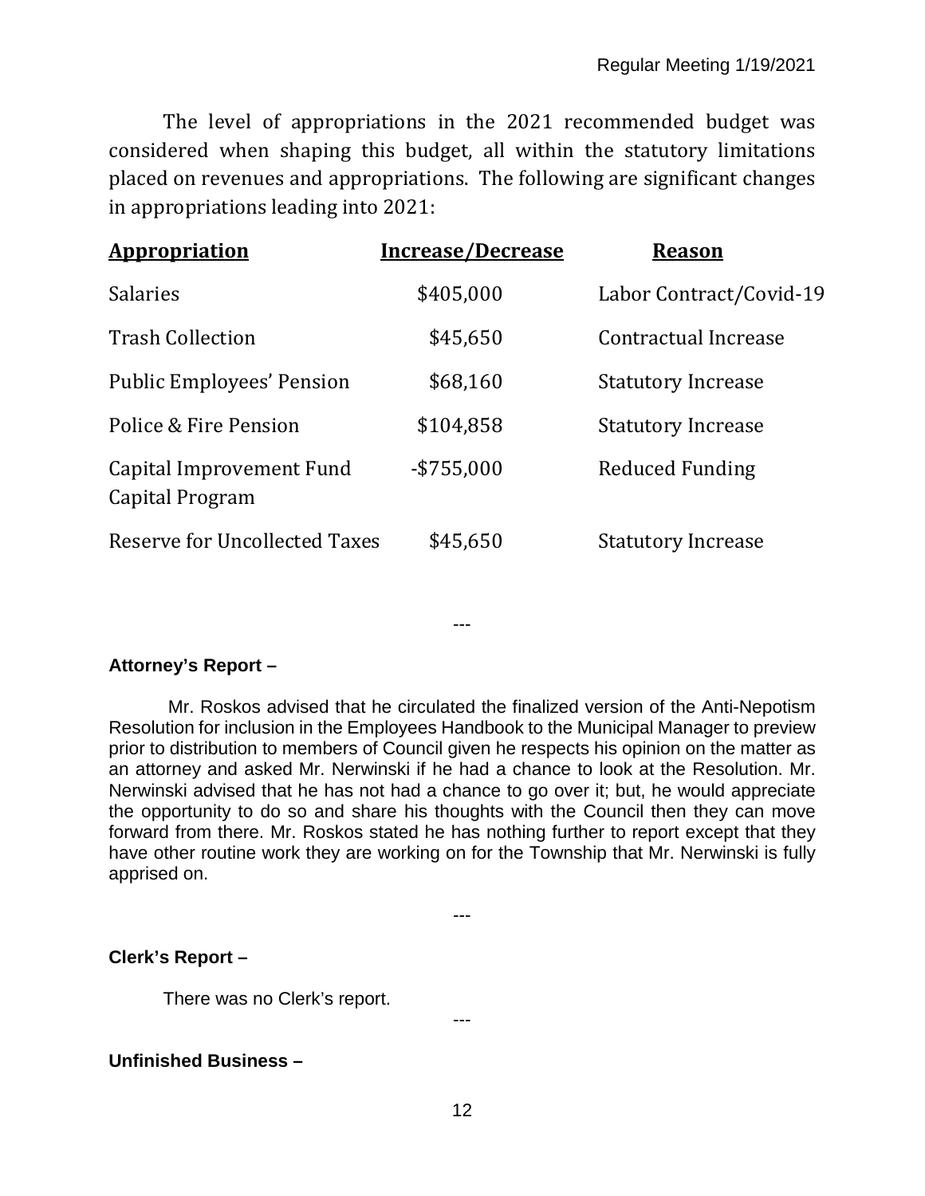The level of appropriations in the 2021 recommended budget was considered when shaping this budget, all within the statutory limitations placed on revenues and appropriations. The following are significant changes in appropriations leading into 2021:

| Appropriation | Increase/Decrease | Reason |
|---|---|---|
| Salaries | $405,000 | Labor Contract/Covid-19 |
| Trash Collection | $45,650 | Contractual Increase |
| Public Employees' Pension | $68,160 | Statutory Increase |
| Police & Fire Pension | $104,858 | Statutory Increase |
| Capital Improvement Fund Capital Program | -$755,000 | Reduced Funding |
| Reserve for Uncollected Taxes | $45,650 | Statutory Increase |

---

**Attorney's Report –**

Mr. Roskos advised that he circulated the finalized version of the Anti-Nepotism Resolution for inclusion in the Employees Handbook to the Municipal Manager to preview prior to distribution to members of Council given he respects his opinion on the matter as an attorney and asked Mr. Nerwinski if he had a chance to look at the Resolution. Mr. Nerwinski advised that he has not had a chance to go over it; but, he would appreciate the opportunity to do so and share his thoughts with the Council then they can move forward from there. Mr. Roskos stated he has nothing further to report except that they have other routine work they are working on for the Township that Mr. Nerwinski is fully apprised on.

---

**Clerk's Report –**

There was no Clerk's report.

---

**Unfinished Business –**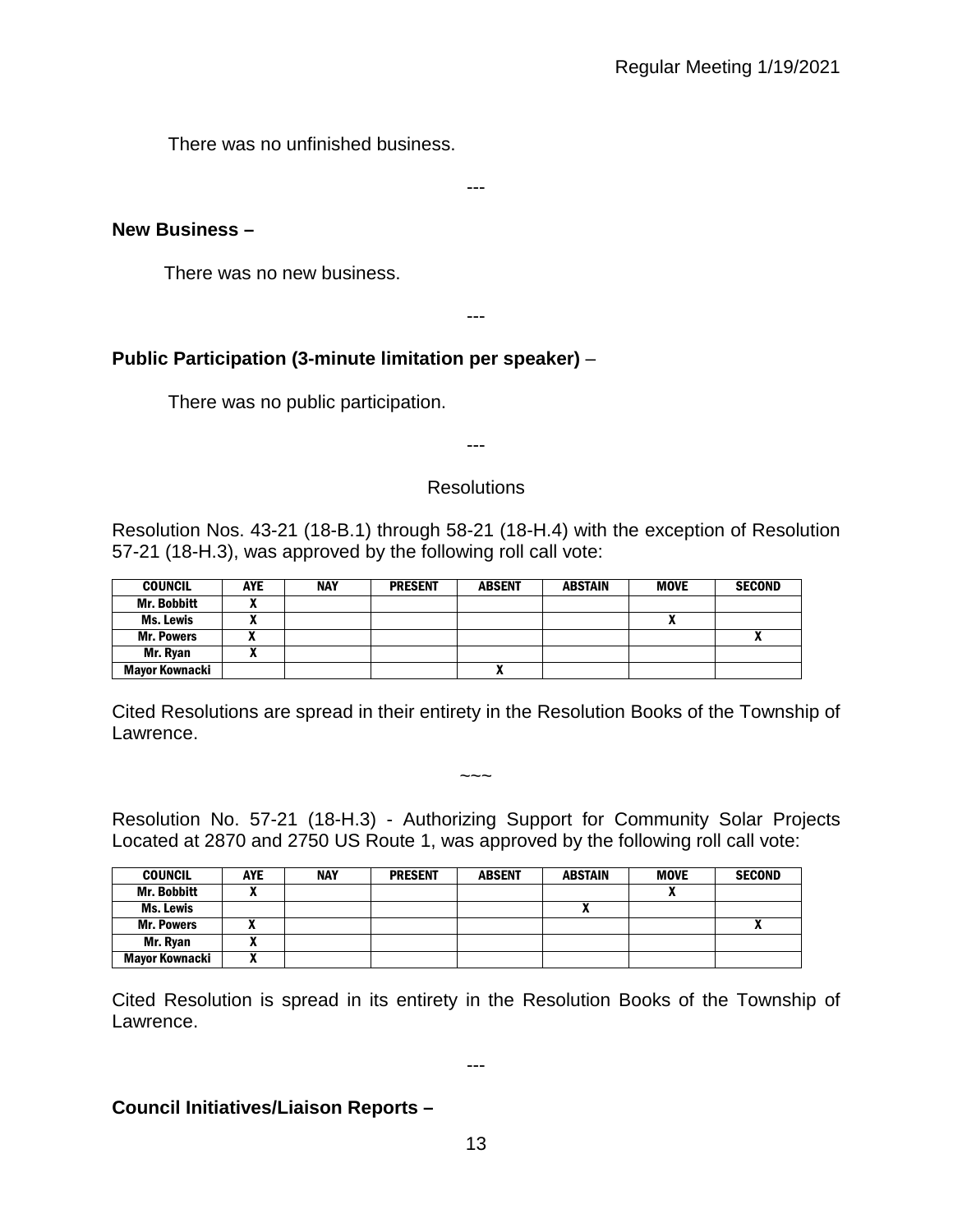There was no unfinished business.

---

**New Business –**

There was no new business.

---

**Public Participation (3-minute limitation per speaker)** –

There was no public participation.

---

Resolutions

Resolution Nos. 43-21 (18-B.1) through 58-21 (18-H.4) with the exception of Resolution 57-21 (18-H.3), was approved by the following roll call vote:

| COUNCIL | AYE | NAY | PRESENT | ABSENT | ABSTAIN | MOVE | SECOND |
|---|---|---|---|---|---|---|---|
| Mr. Bobbitt | X | | | | | | |
| Ms. Lewis | X | | | | | X | |
| Mr. Powers | X | | | | | | X |
| Mr. Ryan | X | | | | | | |
| Mayor Kownacki | | | | X | | | |

Cited Resolutions are spread in their entirety in the Resolution Books of the Township of Lawrence.

~~~

Resolution No. 57-21 (18-H.3) - Authorizing Support for Community Solar Projects Located at 2870 and 2750 US Route 1, was approved by the following roll call vote:

| COUNCIL | AYE | NAY | PRESENT | ABSENT | ABSTAIN | MOVE | SECOND |
|---|---|---|---|---|---|---|---|
| Mr. Bobbitt | X | | | | | X | |
| Ms. Lewis | | | | | X | | |
| Mr. Powers | X | | | | | | X |
| Mr. Ryan | X | | | | | | |
| Mayor Kownacki | X | | | | | | |

Cited Resolution is spread in its entirety in the Resolution Books of the Township of Lawrence.

---

**Council Initiatives/Liaison Reports –**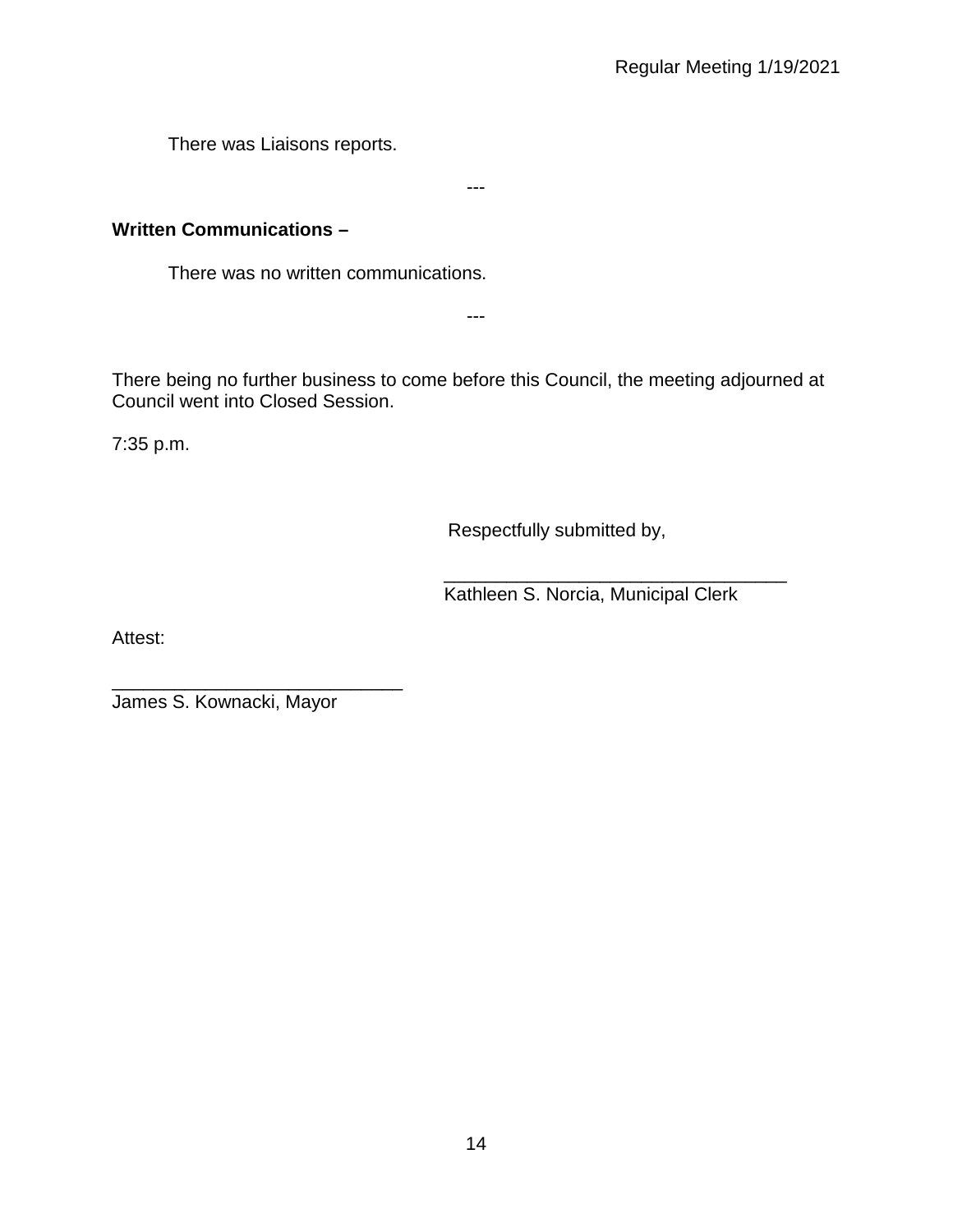There was Liaisons reports.

---

**Written Communications –**

There was no written communications.

---

There being no further business to come before this Council, the meeting adjourned at Council went into Closed Session.

7:35 p.m.

Respectfully submitted by,

\_\_\_\_\_\_\_\_\_\_\_\_\_\_\_\_\_\_\_\_\_\_\_\_\_\_\_\_\_\_\_\_\_\_

Kathleen S. Norcia, Municipal Clerk

Attest:

\_\_\_\_\_\_\_\_\_\_\_\_\_\_\_\_\_\_\_\_\_\_\_\_\_\_\_\_\_

James S. Kownacki, Mayor